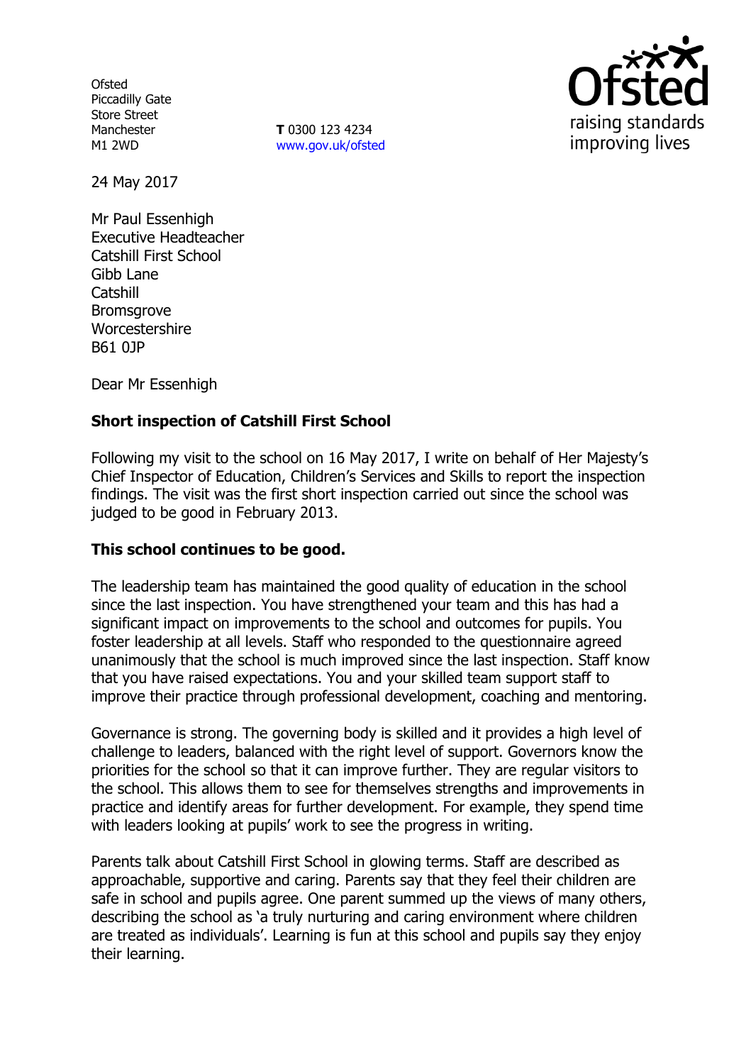Ofsted
Piccadilly Gate
Store Street
Manchester
M1 2WD

**T** 0300 123 4234
www.gov.uk/ofsted

24 May 2017

Mr Paul Essenhigh
Executive Headteacher
Catshill First School
Gibb Lane
Catshill
Bromsgrove
Worcestershire
B61 0JP

Dear Mr Essenhigh

**Short inspection of Catshill First School**

Following my visit to the school on 16 May 2017, I write on behalf of Her Majesty's Chief Inspector of Education, Children's Services and Skills to report the inspection findings. The visit was the first short inspection carried out since the school was judged to be good in February 2013.

**This school continues to be good.**

The leadership team has maintained the good quality of education in the school since the last inspection. You have strengthened your team and this has had a significant impact on improvements to the school and outcomes for pupils. You foster leadership at all levels. Staff who responded to the questionnaire agreed unanimously that the school is much improved since the last inspection. Staff know that you have raised expectations. You and your skilled team support staff to improve their practice through professional development, coaching and mentoring.

Governance is strong. The governing body is skilled and it provides a high level of challenge to leaders, balanced with the right level of support. Governors know the priorities for the school so that it can improve further. They are regular visitors to the school. This allows them to see for themselves strengths and improvements in practice and identify areas for further development. For example, they spend time with leaders looking at pupils' work to see the progress in writing.

Parents talk about Catshill First School in glowing terms. Staff are described as approachable, supportive and caring. Parents say that they feel their children are safe in school and pupils agree. One parent summed up the views of many others, describing the school as 'a truly nurturing and caring environment where children are treated as individuals'. Learning is fun at this school and pupils say they enjoy their learning.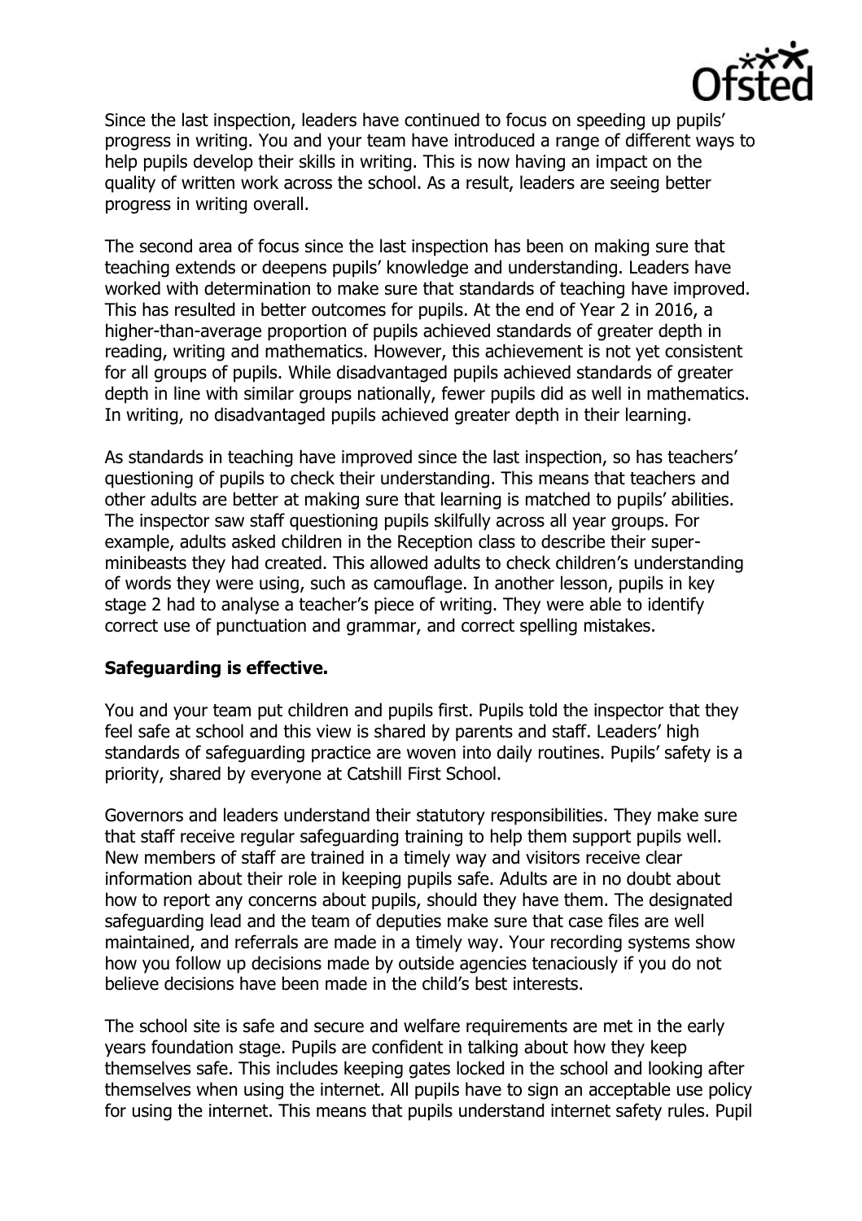Since the last inspection, leaders have continued to focus on speeding up pupils' progress in writing. You and your team have introduced a range of different ways to help pupils develop their skills in writing. This is now having an impact on the quality of written work across the school. As a result, leaders are seeing better progress in writing overall.

The second area of focus since the last inspection has been on making sure that teaching extends or deepens pupils' knowledge and understanding. Leaders have worked with determination to make sure that standards of teaching have improved. This has resulted in better outcomes for pupils. At the end of Year 2 in 2016, a higher-than-average proportion of pupils achieved standards of greater depth in reading, writing and mathematics. However, this achievement is not yet consistent for all groups of pupils. While disadvantaged pupils achieved standards of greater depth in line with similar groups nationally, fewer pupils did as well in mathematics. In writing, no disadvantaged pupils achieved greater depth in their learning.

As standards in teaching have improved since the last inspection, so has teachers' questioning of pupils to check their understanding. This means that teachers and other adults are better at making sure that learning is matched to pupils' abilities. The inspector saw staff questioning pupils skilfully across all year groups. For example, adults asked children in the Reception class to describe their super-minibeasts they had created. This allowed adults to check children's understanding of words they were using, such as camouflage. In another lesson, pupils in key stage 2 had to analyse a teacher's piece of writing. They were able to identify correct use of punctuation and grammar, and correct spelling mistakes.

**Safeguarding is effective.**

You and your team put children and pupils first. Pupils told the inspector that they feel safe at school and this view is shared by parents and staff. Leaders' high standards of safeguarding practice are woven into daily routines. Pupils' safety is a priority, shared by everyone at Catshill First School.

Governors and leaders understand their statutory responsibilities. They make sure that staff receive regular safeguarding training to help them support pupils well. New members of staff are trained in a timely way and visitors receive clear information about their role in keeping pupils safe. Adults are in no doubt about how to report any concerns about pupils, should they have them. The designated safeguarding lead and the team of deputies make sure that case files are well maintained, and referrals are made in a timely way. Your recording systems show how you follow up decisions made by outside agencies tenaciously if you do not believe decisions have been made in the child's best interests.

The school site is safe and secure and welfare requirements are met in the early years foundation stage. Pupils are confident in talking about how they keep themselves safe. This includes keeping gates locked in the school and looking after themselves when using the internet. All pupils have to sign an acceptable use policy for using the internet. This means that pupils understand internet safety rules. Pupil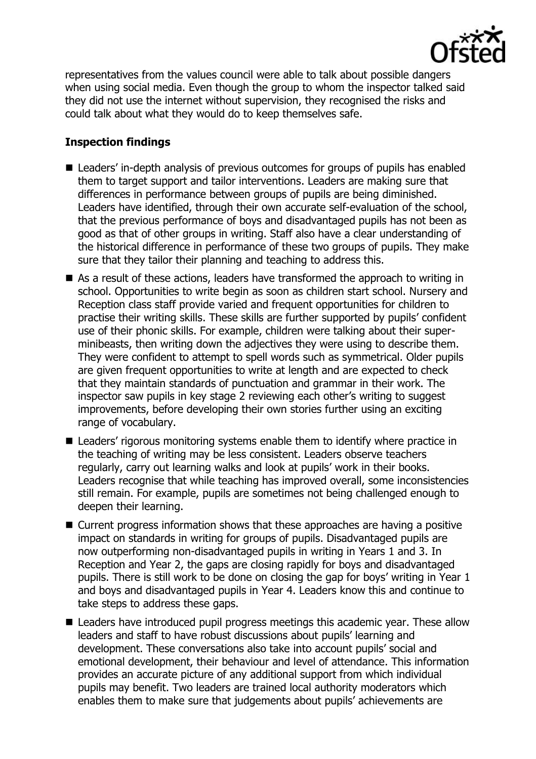representatives from the values council were able to talk about possible dangers when using social media. Even though the group to whom the inspector talked said they did not use the internet without supervision, they recognised the risks and could talk about what they would do to keep themselves safe.

## Inspection findings

- Leaders' in-depth analysis of previous outcomes for groups of pupils has enabled them to target support and tailor interventions. Leaders are making sure that differences in performance between groups of pupils are being diminished. Leaders have identified, through their own accurate self-evaluation of the school, that the previous performance of boys and disadvantaged pupils has not been as good as that of other groups in writing. Staff also have a clear understanding of the historical difference in performance of these two groups of pupils. They make sure that they tailor their planning and teaching to address this.
- As a result of these actions, leaders have transformed the approach to writing in school. Opportunities to write begin as soon as children start school. Nursery and Reception class staff provide varied and frequent opportunities for children to practise their writing skills. These skills are further supported by pupils' confident use of their phonic skills. For example, children were talking about their super-minibeasts, then writing down the adjectives they were using to describe them. They were confident to attempt to spell words such as symmetrical. Older pupils are given frequent opportunities to write at length and are expected to check that they maintain standards of punctuation and grammar in their work. The inspector saw pupils in key stage 2 reviewing each other's writing to suggest improvements, before developing their own stories further using an exciting range of vocabulary.
- Leaders' rigorous monitoring systems enable them to identify where practice in the teaching of writing may be less consistent. Leaders observe teachers regularly, carry out learning walks and look at pupils' work in their books. Leaders recognise that while teaching has improved overall, some inconsistencies still remain. For example, pupils are sometimes not being challenged enough to deepen their learning.
- Current progress information shows that these approaches are having a positive impact on standards in writing for groups of pupils. Disadvantaged pupils are now outperforming non-disadvantaged pupils in writing in Years 1 and 3. In Reception and Year 2, the gaps are closing rapidly for boys and disadvantaged pupils. There is still work to be done on closing the gap for boys' writing in Year 1 and boys and disadvantaged pupils in Year 4. Leaders know this and continue to take steps to address these gaps.
- Leaders have introduced pupil progress meetings this academic year. These allow leaders and staff to have robust discussions about pupils' learning and development. These conversations also take into account pupils' social and emotional development, their behaviour and level of attendance. This information provides an accurate picture of any additional support from which individual pupils may benefit. Two leaders are trained local authority moderators which enables them to make sure that judgements about pupils' achievements are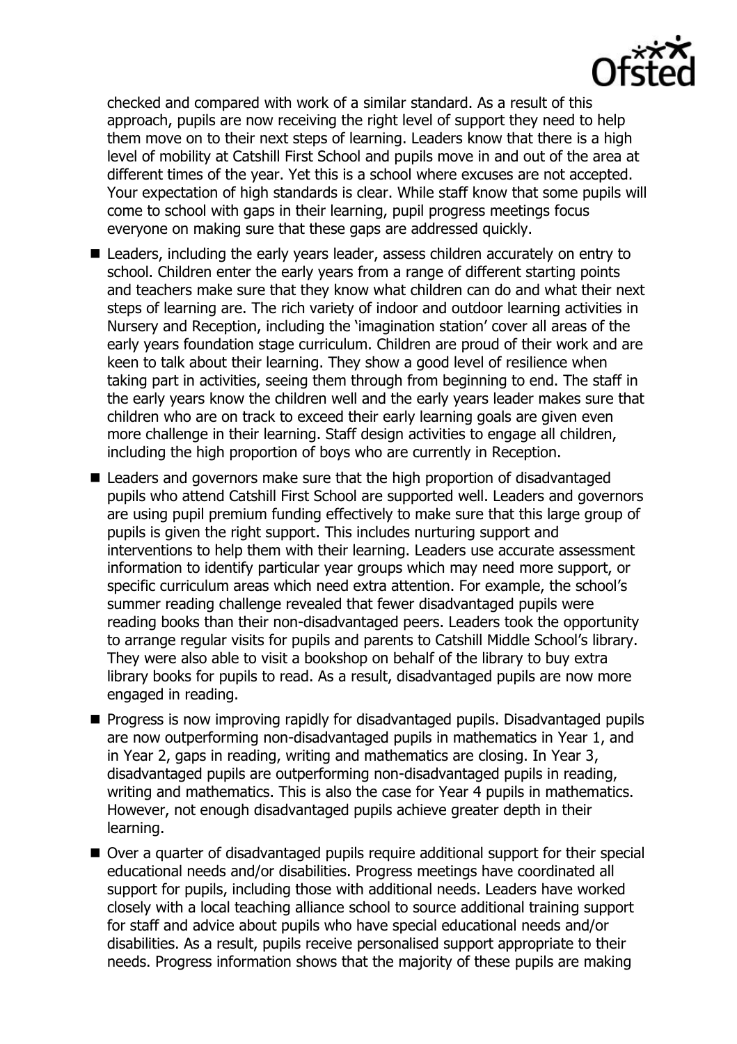checked and compared with work of a similar standard. As a result of this approach, pupils are now receiving the right level of support they need to help them move on to their next steps of learning. Leaders know that there is a high level of mobility at Catshill First School and pupils move in and out of the area at different times of the year. Yet this is a school where excuses are not accepted. Your expectation of high standards is clear. While staff know that some pupils will come to school with gaps in their learning, pupil progress meetings focus everyone on making sure that these gaps are addressed quickly.

- Leaders, including the early years leader, assess children accurately on entry to school. Children enter the early years from a range of different starting points and teachers make sure that they know what children can do and what their next steps of learning are. The rich variety of indoor and outdoor learning activities in Nursery and Reception, including the 'imagination station' cover all areas of the early years foundation stage curriculum. Children are proud of their work and are keen to talk about their learning. They show a good level of resilience when taking part in activities, seeing them through from beginning to end. The staff in the early years know the children well and the early years leader makes sure that children who are on track to exceed their early learning goals are given even more challenge in their learning. Staff design activities to engage all children, including the high proportion of boys who are currently in Reception.
- Leaders and governors make sure that the high proportion of disadvantaged pupils who attend Catshill First School are supported well. Leaders and governors are using pupil premium funding effectively to make sure that this large group of pupils is given the right support. This includes nurturing support and interventions to help them with their learning. Leaders use accurate assessment information to identify particular year groups which may need more support, or specific curriculum areas which need extra attention. For example, the school's summer reading challenge revealed that fewer disadvantaged pupils were reading books than their non-disadvantaged peers. Leaders took the opportunity to arrange regular visits for pupils and parents to Catshill Middle School's library. They were also able to visit a bookshop on behalf of the library to buy extra library books for pupils to read. As a result, disadvantaged pupils are now more engaged in reading.
- Progress is now improving rapidly for disadvantaged pupils. Disadvantaged pupils are now outperforming non-disadvantaged pupils in mathematics in Year 1, and in Year 2, gaps in reading, writing and mathematics are closing. In Year 3, disadvantaged pupils are outperforming non-disadvantaged pupils in reading, writing and mathematics. This is also the case for Year 4 pupils in mathematics. However, not enough disadvantaged pupils achieve greater depth in their learning.
- Over a quarter of disadvantaged pupils require additional support for their special educational needs and/or disabilities. Progress meetings have coordinated all support for pupils, including those with additional needs. Leaders have worked closely with a local teaching alliance school to source additional training support for staff and advice about pupils who have special educational needs and/or disabilities. As a result, pupils receive personalised support appropriate to their needs. Progress information shows that the majority of these pupils are making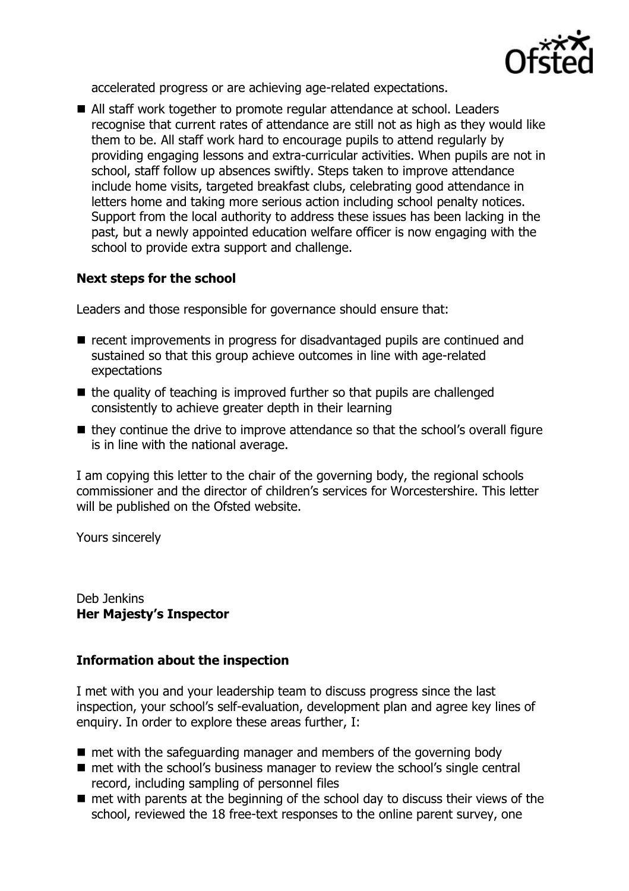accelerated progress or are achieving age-related expectations.

- All staff work together to promote regular attendance at school. Leaders recognise that current rates of attendance are still not as high as they would like them to be. All staff work hard to encourage pupils to attend regularly by providing engaging lessons and extra-curricular activities. When pupils are not in school, staff follow up absences swiftly. Steps taken to improve attendance include home visits, targeted breakfast clubs, celebrating good attendance in letters home and taking more serious action including school penalty notices. Support from the local authority to address these issues has been lacking in the past, but a newly appointed education welfare officer is now engaging with the school to provide extra support and challenge.

**Next steps for the school**

Leaders and those responsible for governance should ensure that:

- recent improvements in progress for disadvantaged pupils are continued and sustained so that this group achieve outcomes in line with age-related expectations
- the quality of teaching is improved further so that pupils are challenged consistently to achieve greater depth in their learning
- they continue the drive to improve attendance so that the school's overall figure is in line with the national average.

I am copying this letter to the chair of the governing body, the regional schools commissioner and the director of children's services for Worcestershire. This letter will be published on the Ofsted website.

Yours sincerely

Deb Jenkins
**Her Majesty's Inspector**

**Information about the inspection**

I met with you and your leadership team to discuss progress since the last inspection, your school's self-evaluation, development plan and agree key lines of enquiry. In order to explore these areas further, I:

- met with the safeguarding manager and members of the governing body
- met with the school's business manager to review the school's single central record, including sampling of personnel files
- met with parents at the beginning of the school day to discuss their views of the school, reviewed the 18 free-text responses to the online parent survey, one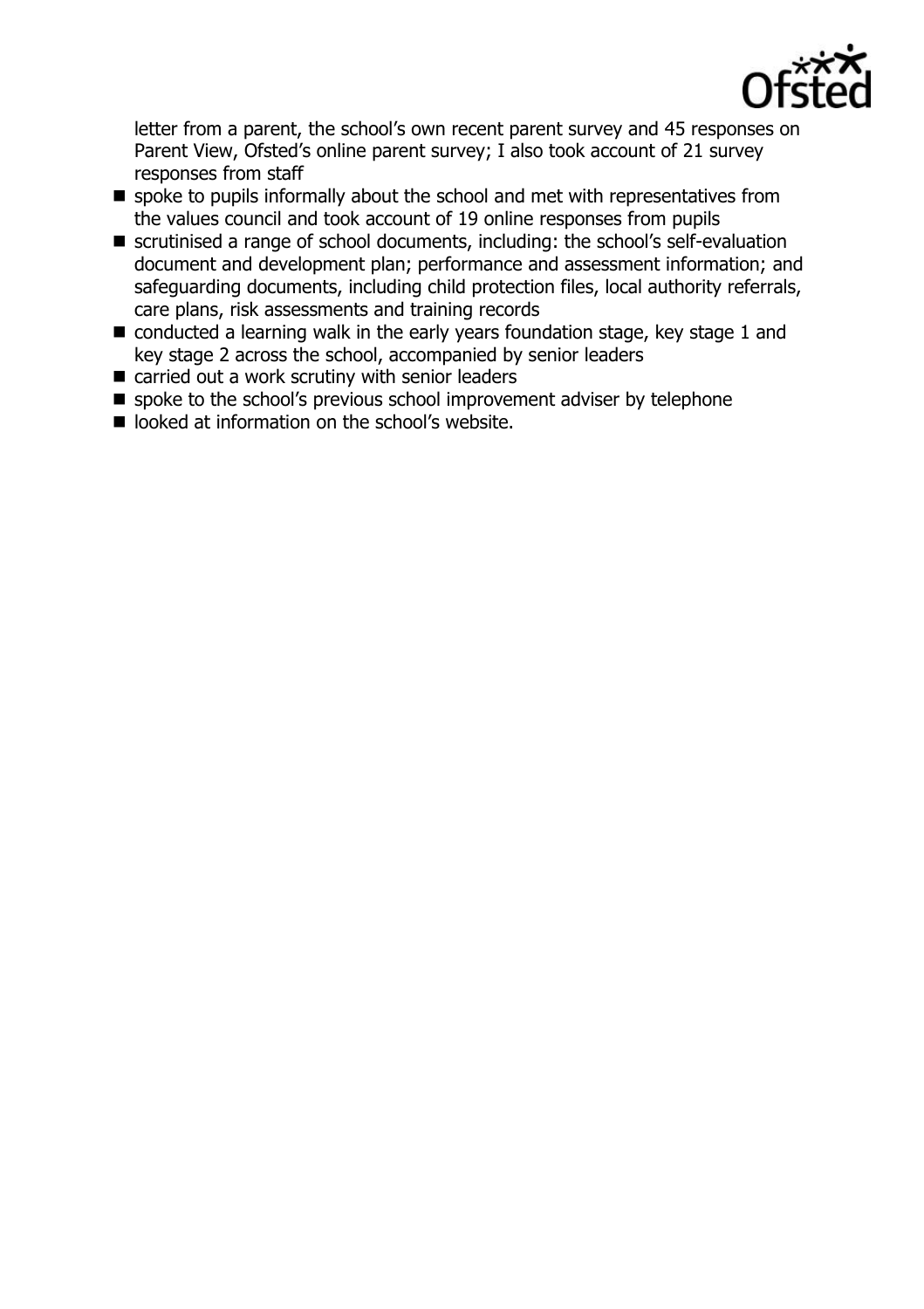letter from a parent, the school's own recent parent survey and 45 responses on Parent View, Ofsted's online parent survey; I also took account of 21 survey responses from staff

- spoke to pupils informally about the school and met with representatives from the values council and took account of 19 online responses from pupils
- scrutinised a range of school documents, including: the school's self-evaluation document and development plan; performance and assessment information; and safeguarding documents, including child protection files, local authority referrals, care plans, risk assessments and training records
- conducted a learning walk in the early years foundation stage, key stage 1 and key stage 2 across the school, accompanied by senior leaders
- carried out a work scrutiny with senior leaders
- spoke to the school's previous school improvement adviser by telephone
- looked at information on the school's website.